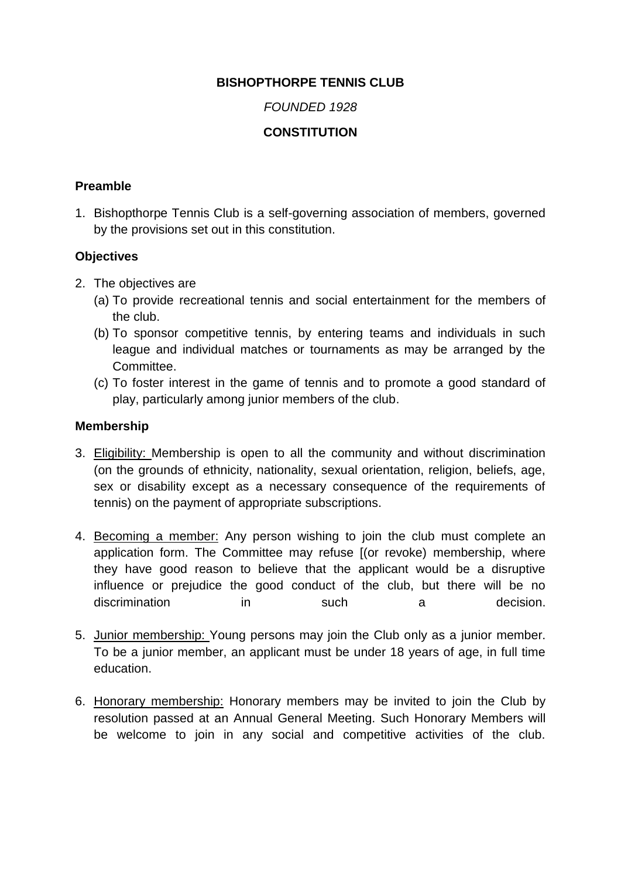**BISHOPTHORPE TENNIS CLUB**

*FOUNDED 1928*

**CONSTITUTION**

**Preamble**

1. Bishopthorpe Tennis Club is a self-governing association of members, governed by the provisions set out in this constitution.

**Objectives**

2. The objectives are
   (a) To provide recreational tennis and social entertainment for the members of the club.
   (b) To sponsor competitive tennis, by entering teams and individuals in such league and individual matches or tournaments as may be arranged by the Committee.
   (c) To foster interest in the game of tennis and to promote a good standard of play, particularly among junior members of the club.

**Membership**

3. Eligibility: Membership is open to all the community and without discrimination (on the grounds of ethnicity, nationality, sexual orientation, religion, beliefs, age, sex or disability except as a necessary consequence of the requirements of tennis) on the payment of appropriate subscriptions.

4. Becoming a member: Any person wishing to join the club must complete an application form. The Committee may refuse [(or revoke) membership, where they have good reason to believe that the applicant would be a disruptive influence or prejudice the good conduct of the club, but there will be no discrimination in such a decision.

5. Junior membership: Young persons may join the Club only as a junior member. To be a junior member, an applicant must be under 18 years of age, in full time education.

6. Honorary membership: Honorary members may be invited to join the Club by resolution passed at an Annual General Meeting. Such Honorary Members will be welcome to join in any social and competitive activities of the club.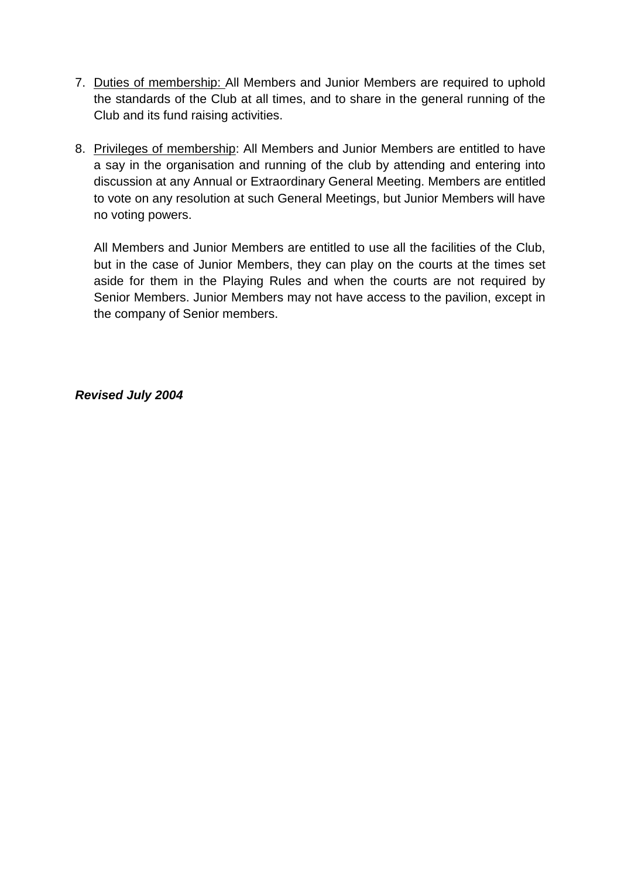7. Duties of membership: All Members and Junior Members are required to uphold the standards of the Club at all times, and to share in the general running of the Club and its fund raising activities.

8. Privileges of membership: All Members and Junior Members are entitled to have a say in the organisation and running of the club by attending and entering into discussion at any Annual or Extraordinary General Meeting. Members are entitled to vote on any resolution at such General Meetings, but Junior Members will have no voting powers.

   All Members and Junior Members are entitled to use all the facilities of the Club, but in the case of Junior Members, they can play on the courts at the times set aside for them in the Playing Rules and when the courts are not required by Senior Members. Junior Members may not have access to the pavilion, except in the company of Senior members.

***Revised July 2004***